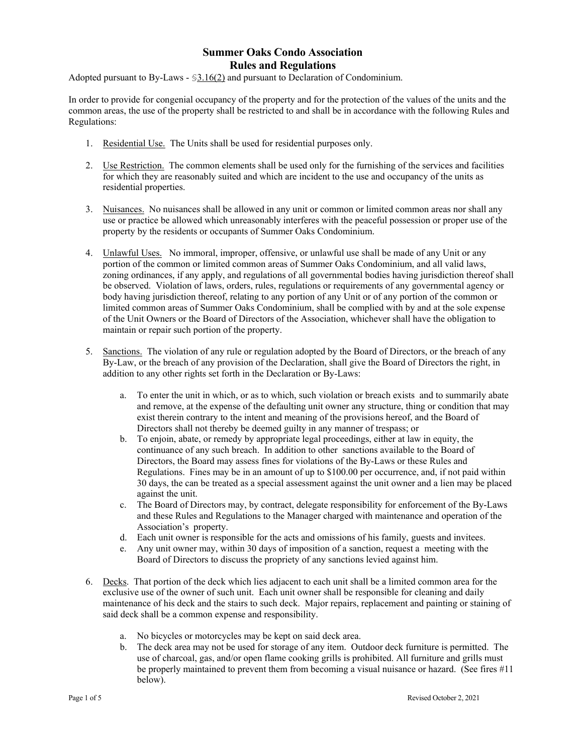# Summer Oaks Condo Association
## Rules and Regulations

Adopted pursuant to By-Laws - §3.16(2) and pursuant to Declaration of Condominium.

In order to provide for congenial occupancy of the property and for the protection of the values of the units and the common areas, the use of the property shall be restricted to and shall be in accordance with the following Rules and Regulations:

1. Residential Use. The Units shall be used for residential purposes only.

2. Use Restriction. The common elements shall be used only for the furnishing of the services and facilities for which they are reasonably suited and which are incident to the use and occupancy of the units as residential properties.

3. Nuisances. No nuisances shall be allowed in any unit or common or limited common areas nor shall any use or practice be allowed which unreasonably interferes with the peaceful possession or proper use of the property by the residents or occupants of Summer Oaks Condominium.

4. Unlawful Uses. No immoral, improper, offensive, or unlawful use shall be made of any Unit or any portion of the common or limited common areas of Summer Oaks Condominium, and all valid laws, zoning ordinances, if any apply, and regulations of all governmental bodies having jurisdiction thereof shall be observed. Violation of laws, orders, rules, regulations or requirements of any governmental agency or body having jurisdiction thereof, relating to any portion of any Unit or of any portion of the common or limited common areas of Summer Oaks Condominium, shall be complied with by and at the sole expense of the Unit Owners or the Board of Directors of the Association, whichever shall have the obligation to maintain or repair such portion of the property.

5. Sanctions. The violation of any rule or regulation adopted by the Board of Directors, or the breach of any By-Law, or the breach of any provision of the Declaration, shall give the Board of Directors the right, in addition to any other rights set forth in the Declaration or By-Laws:

   a. To enter the unit in which, or as to which, such violation or breach exists and to summarily abate and remove, at the expense of the defaulting unit owner any structure, thing or condition that may exist therein contrary to the intent and meaning of the provisions hereof, and the Board of Directors shall not thereby be deemed guilty in any manner of trespass; or
   b. To enjoin, abate, or remedy by appropriate legal proceedings, either at law in equity, the continuance of any such breach. In addition to other sanctions available to the Board of Directors, the Board may assess fines for violations of the By-Laws or these Rules and Regulations. Fines may be in an amount of up to $100.00 per occurrence, and, if not paid within 30 days, the can be treated as a special assessment against the unit owner and a lien may be placed against the unit.
   c. The Board of Directors may, by contract, delegate responsibility for enforcement of the By-Laws and these Rules and Regulations to the Manager charged with maintenance and operation of the Association's property.
   d. Each unit owner is responsible for the acts and omissions of his family, guests and invitees.
   e. Any unit owner may, within 30 days of imposition of a sanction, request a meeting with the Board of Directors to discuss the propriety of any sanctions levied against him.

6. Decks. That portion of the deck which lies adjacent to each unit shall be a limited common area for the exclusive use of the owner of such unit. Each unit owner shall be responsible for cleaning and daily maintenance of his deck and the stairs to such deck. Major repairs, replacement and painting or staining of said deck shall be a common expense and responsibility.

   a. No bicycles or motorcycles may be kept on said deck area.
   b. The deck area may not be used for storage of any item. Outdoor deck furniture is permitted. The use of charcoal, gas, and/or open flame cooking grills is prohibited. All furniture and grills must be properly maintained to prevent them from becoming a visual nuisance or hazard. (See fires #11 below).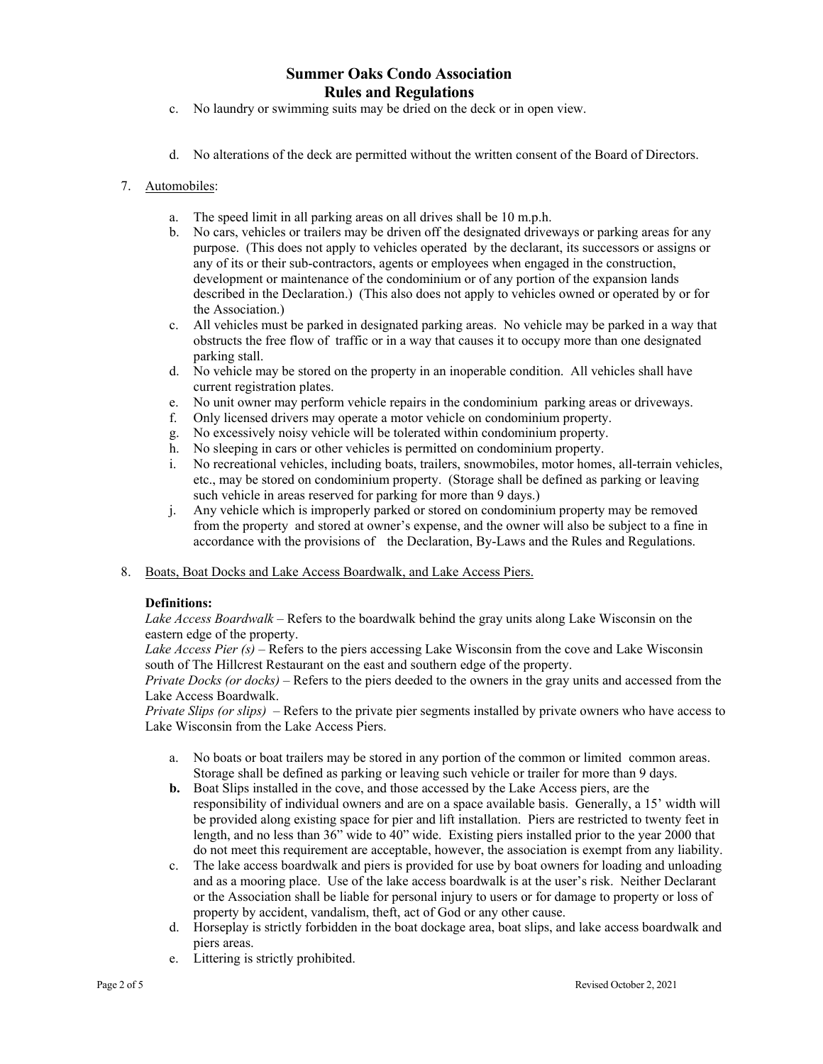# Summer Oaks Condo Association
# Rules and Regulations

c. No laundry or swimming suits may be dried on the deck or in open view.

d. No alterations of the deck are permitted without the written consent of the Board of Directors.

7. Automobiles:

   a. The speed limit in all parking areas on all drives shall be 10 m.p.h.
   b. No cars, vehicles or trailers may be driven off the designated driveways or parking areas for any purpose. (This does not apply to vehicles operated by the declarant, its successors or assigns or any of its or their sub-contractors, agents or employees when engaged in the construction, development or maintenance of the condominium or of any portion of the expansion lands described in the Declaration.) (This also does not apply to vehicles owned or operated by or for the Association.)
   c. All vehicles must be parked in designated parking areas. No vehicle may be parked in a way that obstructs the free flow of traffic or in a way that causes it to occupy more than one designated parking stall.
   d. No vehicle may be stored on the property in an inoperable condition. All vehicles shall have current registration plates.
   e. No unit owner may perform vehicle repairs in the condominium parking areas or driveways.
   f. Only licensed drivers may operate a motor vehicle on condominium property.
   g. No excessively noisy vehicle will be tolerated within condominium property.
   h. No sleeping in cars or other vehicles is permitted on condominium property.
   i. No recreational vehicles, including boats, trailers, snowmobiles, motor homes, all-terrain vehicles, etc., may be stored on condominium property. (Storage shall be defined as parking or leaving such vehicle in areas reserved for parking for more than 9 days.)
   j. Any vehicle which is improperly parked or stored on condominium property may be removed from the property and stored at owner's expense, and the owner will also be subject to a fine in accordance with the provisions of the Declaration, By-Laws and the Rules and Regulations.

8. Boats, Boat Docks and Lake Access Boardwalk, and Lake Access Piers.

   **Definitions:**
   *Lake Access Boardwalk* – Refers to the boardwalk behind the gray units along Lake Wisconsin on the eastern edge of the property.
   *Lake Access Pier (s)* – Refers to the piers accessing Lake Wisconsin from the cove and Lake Wisconsin south of The Hillcrest Restaurant on the east and southern edge of the property.
   *Private Docks (or docks)* – Refers to the piers deeded to the owners in the gray units and accessed from the Lake Access Boardwalk.
   *Private Slips (or slips)* – Refers to the private pier segments installed by private owners who have access to Lake Wisconsin from the Lake Access Piers.

   a. No boats or boat trailers may be stored in any portion of the common or limited common areas. Storage shall be defined as parking or leaving such vehicle or trailer for more than 9 days.
   **b.** Boat Slips installed in the cove, and those accessed by the Lake Access piers, are the responsibility of individual owners and are on a space available basis. Generally, a 15' width will be provided along existing space for pier and lift installation. Piers are restricted to twenty feet in length, and no less than 36" wide to 40" wide. Existing piers installed prior to the year 2000 that do not meet this requirement are acceptable, however, the association is exempt from any liability.
   c. The lake access boardwalk and piers is provided for use by boat owners for loading and unloading and as a mooring place. Use of the lake access boardwalk is at the user's risk. Neither Declarant or the Association shall be liable for personal injury to users or for damage to property or loss of property by accident, vandalism, theft, act of God or any other cause.
   d. Horseplay is strictly forbidden in the boat dockage area, boat slips, and lake access boardwalk and piers areas.
   e. Littering is strictly prohibited.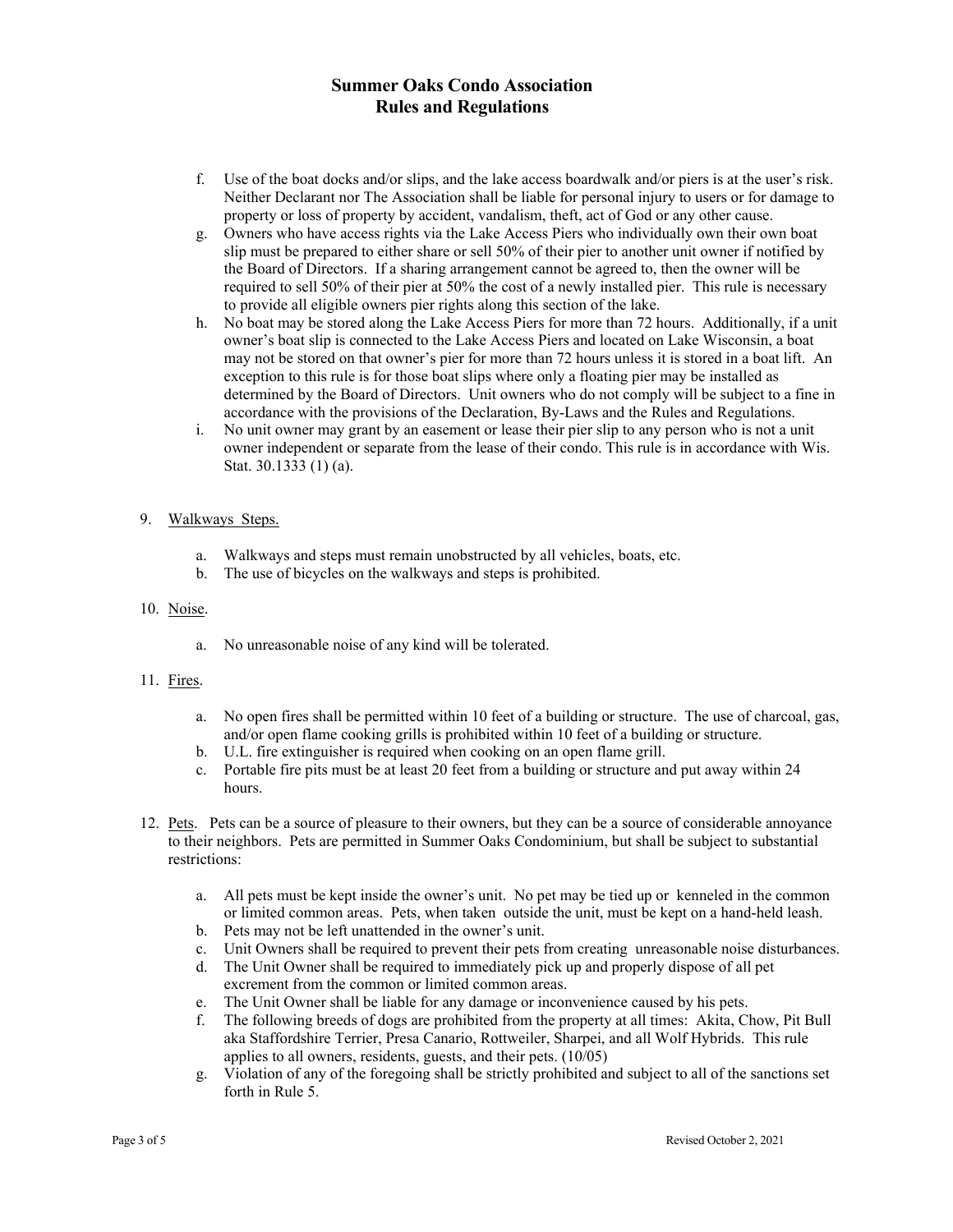# Summer Oaks Condo Association
# Rules and Regulations

f. Use of the boat docks and/or slips, and the lake access boardwalk and/or piers is at the user's risk. Neither Declarant nor The Association shall be liable for personal injury to users or for damage to property or loss of property by accident, vandalism, theft, act of God or any other cause.

g. Owners who have access rights via the Lake Access Piers who individually own their own boat slip must be prepared to either share or sell 50% of their pier to another unit owner if notified by the Board of Directors. If a sharing arrangement cannot be agreed to, then the owner will be required to sell 50% of their pier at 50% the cost of a newly installed pier. This rule is necessary to provide all eligible owners pier rights along this section of the lake.

h. No boat may be stored along the Lake Access Piers for more than 72 hours. Additionally, if a unit owner's boat slip is connected to the Lake Access Piers and located on Lake Wisconsin, a boat may not be stored on that owner's pier for more than 72 hours unless it is stored in a boat lift. An exception to this rule is for those boat slips where only a floating pier may be installed as determined by the Board of Directors. Unit owners who do not comply will be subject to a fine in accordance with the provisions of the Declaration, By-Laws and the Rules and Regulations.

i. No unit owner may grant by an easement or lease their pier slip to any person who is not a unit owner independent or separate from the lease of their condo. This rule is in accordance with Wis. Stat. 30.1333 (1) (a).

9. <u>Walkways Steps.</u>

   a. Walkways and steps must remain unobstructed by all vehicles, boats, etc.
   b. The use of bicycles on the walkways and steps is prohibited.

10. <u>Noise</u>.

    a. No unreasonable noise of any kind will be tolerated.

11. <u>Fires</u>.

    a. No open fires shall be permitted within 10 feet of a building or structure. The use of charcoal, gas, and/or open flame cooking grills is prohibited within 10 feet of a building or structure.
    b. U.L. fire extinguisher is required when cooking on an open flame grill.
    c. Portable fire pits must be at least 20 feet from a building or structure and put away within 24 hours.

12. <u>Pets</u>. Pets can be a source of pleasure to their owners, but they can be a source of considerable annoyance to their neighbors. Pets are permitted in Summer Oaks Condominium, but shall be subject to substantial restrictions:

    a. All pets must be kept inside the owner's unit. No pet may be tied up or kenneled in the common or limited common areas. Pets, when taken outside the unit, must be kept on a hand-held leash.
    b. Pets may not be left unattended in the owner's unit.
    c. Unit Owners shall be required to prevent their pets from creating unreasonable noise disturbances.
    d. The Unit Owner shall be required to immediately pick up and properly dispose of all pet excrement from the common or limited common areas.
    e. The Unit Owner shall be liable for any damage or inconvenience caused by his pets.
    f. The following breeds of dogs are prohibited from the property at all times: Akita, Chow, Pit Bull aka Staffordshire Terrier, Presa Canario, Rottweiler, Sharpei, and all Wolf Hybrids. This rule applies to all owners, residents, guests, and their pets. (10/05)
    g. Violation of any of the foregoing shall be strictly prohibited and subject to all of the sanctions set forth in Rule 5.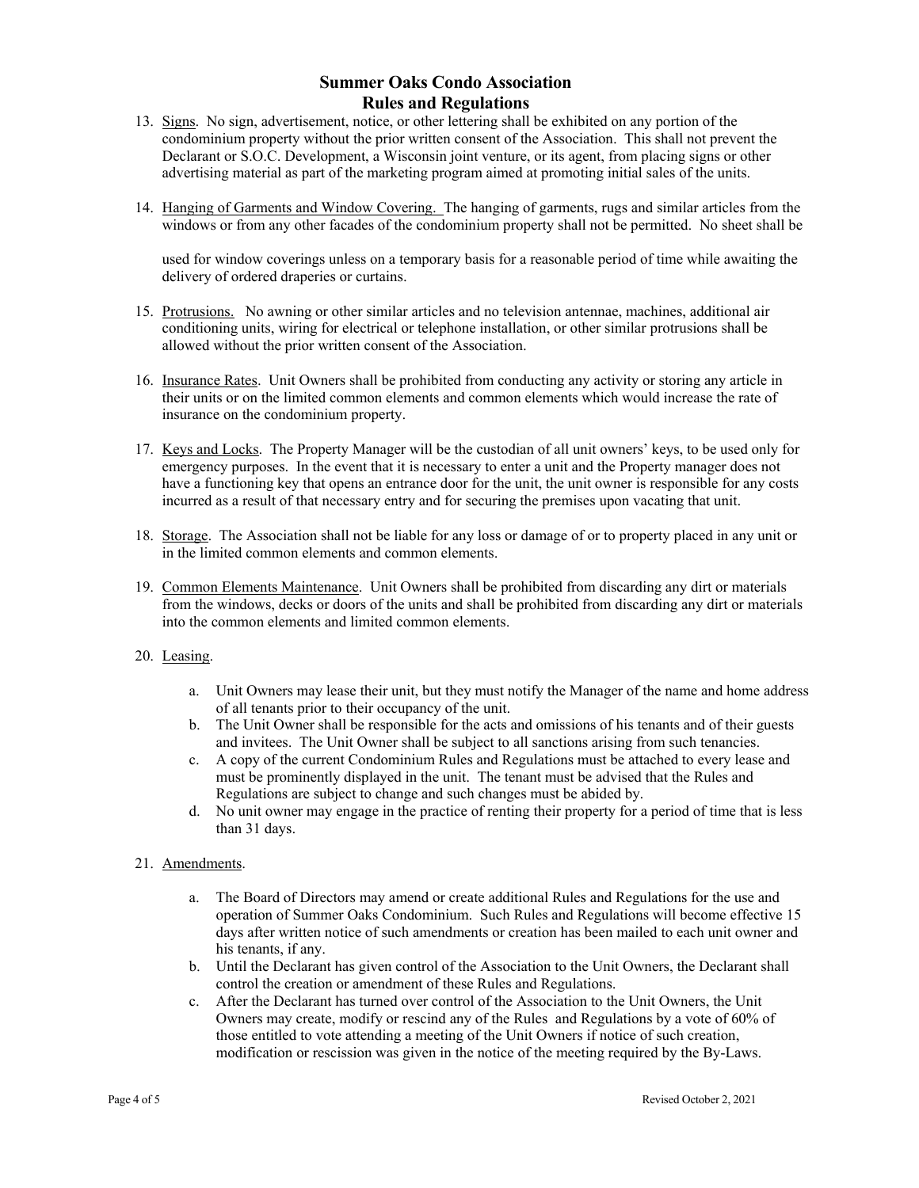# Summer Oaks Condo Association
## Rules and Regulations

13. Signs. No sign, advertisement, notice, or other lettering shall be exhibited on any portion of the condominium property without the prior written consent of the Association. This shall not prevent the Declarant or S.O.C. Development, a Wisconsin joint venture, or its agent, from placing signs or other advertising material as part of the marketing program aimed at promoting initial sales of the units.

14. Hanging of Garments and Window Covering. The hanging of garments, rugs and similar articles from the windows or from any other facades of the condominium property shall not be permitted. No sheet shall be used for window coverings unless on a temporary basis for a reasonable period of time while awaiting the delivery of ordered draperies or curtains.

15. Protrusions. No awning or other similar articles and no television antennae, machines, additional air conditioning units, wiring for electrical or telephone installation, or other similar protrusions shall be allowed without the prior written consent of the Association.

16. Insurance Rates. Unit Owners shall be prohibited from conducting any activity or storing any article in their units or on the limited common elements and common elements which would increase the rate of insurance on the condominium property.

17. Keys and Locks. The Property Manager will be the custodian of all unit owners' keys, to be used only for emergency purposes. In the event that it is necessary to enter a unit and the Property manager does not have a functioning key that opens an entrance door for the unit, the unit owner is responsible for any costs incurred as a result of that necessary entry and for securing the premises upon vacating that unit.

18. Storage. The Association shall not be liable for any loss or damage of or to property placed in any unit or in the limited common elements and common elements.

19. Common Elements Maintenance. Unit Owners shall be prohibited from discarding any dirt or materials from the windows, decks or doors of the units and shall be prohibited from discarding any dirt or materials into the common elements and limited common elements.

20. Leasing.

    a. Unit Owners may lease their unit, but they must notify the Manager of the name and home address of all tenants prior to their occupancy of the unit.
    b. The Unit Owner shall be responsible for the acts and omissions of his tenants and of their guests and invitees. The Unit Owner shall be subject to all sanctions arising from such tenancies.
    c. A copy of the current Condominium Rules and Regulations must be attached to every lease and must be prominently displayed in the unit. The tenant must be advised that the Rules and Regulations are subject to change and such changes must be abided by.
    d. No unit owner may engage in the practice of renting their property for a period of time that is less than 31 days.

21. Amendments.

    a. The Board of Directors may amend or create additional Rules and Regulations for the use and operation of Summer Oaks Condominium. Such Rules and Regulations will become effective 15 days after written notice of such amendments or creation has been mailed to each unit owner and his tenants, if any.
    b. Until the Declarant has given control of the Association to the Unit Owners, the Declarant shall control the creation or amendment of these Rules and Regulations.
    c. After the Declarant has turned over control of the Association to the Unit Owners, the Unit Owners may create, modify or rescind any of the Rules and Regulations by a vote of 60% of those entitled to vote attending a meeting of the Unit Owners if notice of such creation, modification or rescission was given in the notice of the meeting required by the By-Laws.

Revised October 2, 2021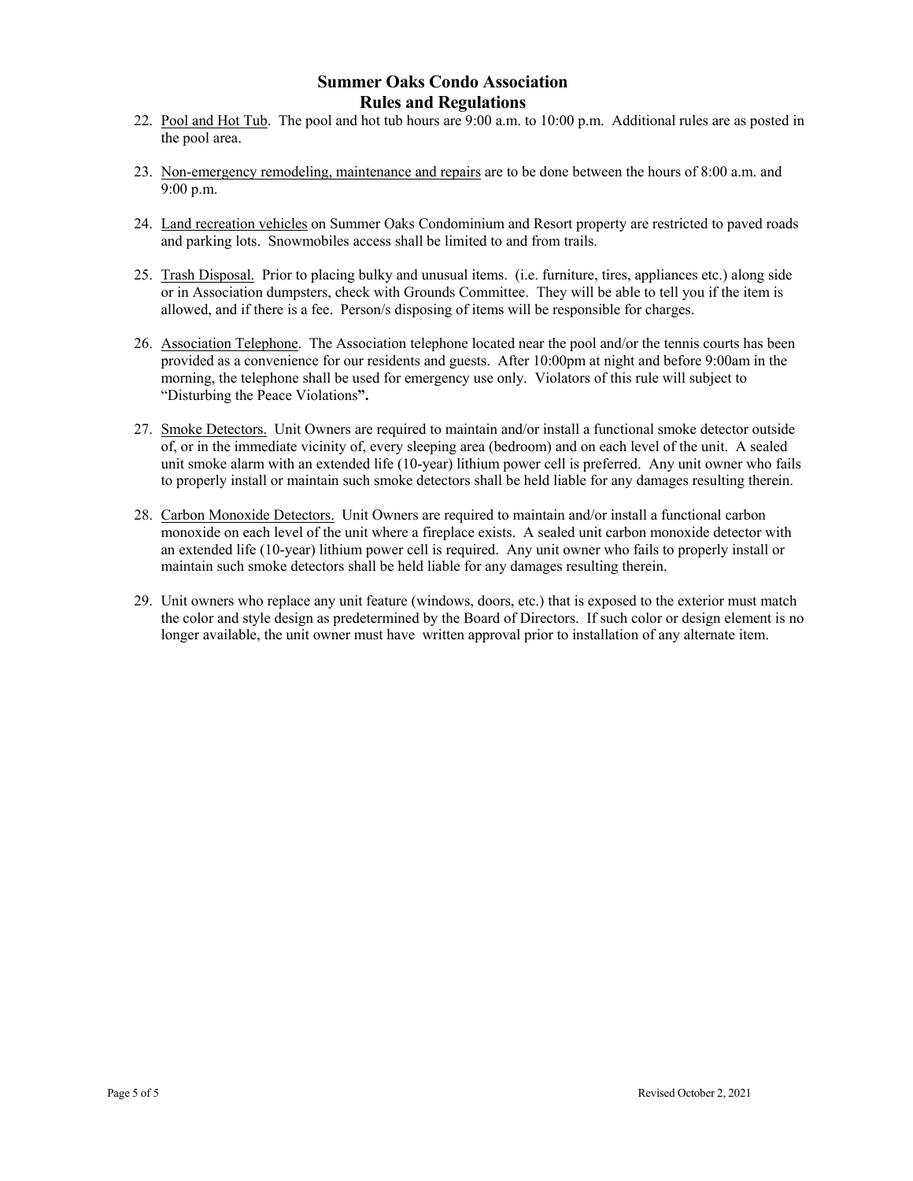# Summer Oaks Condo Association
## Rules and Regulations

22. <u>Pool and Hot Tub</u>. The pool and hot tub hours are 9:00 a.m. to 10:00 p.m. Additional rules are as posted in the pool area.

23. <u>Non-emergency remodeling, maintenance and repairs</u> are to be done between the hours of 8:00 a.m. and 9:00 p.m.

24. <u>Land recreation vehicles</u> on Summer Oaks Condominium and Resort property are restricted to paved roads and parking lots. Snowmobiles access shall be limited to and from trails.

25. <u>Trash Disposal.</u> Prior to placing bulky and unusual items. (i.e. furniture, tires, appliances etc.) along side or in Association dumpsters, check with Grounds Committee. They will be able to tell you if the item is allowed, and if there is a fee. Person/s disposing of items will be responsible for charges.

26. <u>Association Telephone</u>. The Association telephone located near the pool and/or the tennis courts has been provided as a convenience for our residents and guests. After 10:00pm at night and before 9:00am in the morning, the telephone shall be used for emergency use only. Violators of this rule will subject to "Disturbing the Peace Violations**".**

27. <u>Smoke Detectors.</u> Unit Owners are required to maintain and/or install a functional smoke detector outside of, or in the immediate vicinity of, every sleeping area (bedroom) and on each level of the unit. A sealed unit smoke alarm with an extended life (10-year) lithium power cell is preferred. Any unit owner who fails to properly install or maintain such smoke detectors shall be held liable for any damages resulting therein.

28. <u>Carbon Monoxide Detectors.</u> Unit Owners are required to maintain and/or install a functional carbon monoxide on each level of the unit where a fireplace exists. A sealed unit carbon monoxide detector with an extended life (10-year) lithium power cell is required. Any unit owner who fails to properly install or maintain such smoke detectors shall be held liable for any damages resulting therein.

29. Unit owners who replace any unit feature (windows, doors, etc.) that is exposed to the exterior must match the color and style design as predetermined by the Board of Directors. If such color or design element is no longer available, the unit owner must have written approval prior to installation of any alternate item.

Revised October 2, 2021